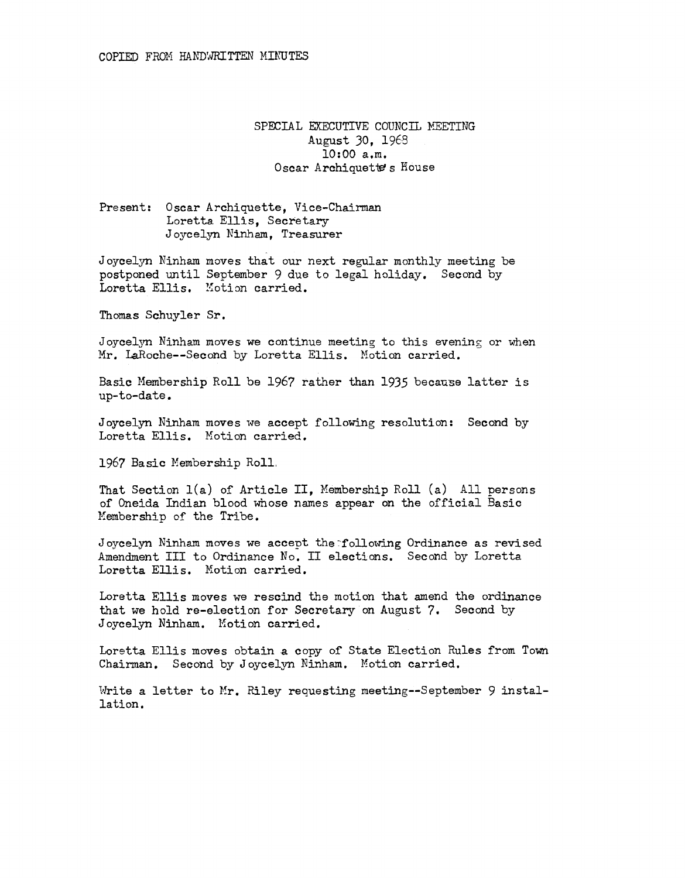COPIED FROM HANDWRITTEN MINUTES

SPECIAL EXECUTIVE COUNCIL MEETING
August 30, 1968
10:00 a.m.
Oscar Archiquette's House

Present: Oscar Archiquette, Vice-Chairman
Loretta Ellis, Secretary
Joycelyn Ninham, Treasurer

Joycelyn Ninham moves that our next regular monthly meeting be postponed until September 9 due to legal holiday. Second by Loretta Ellis. Motion carried.

Thomas Schuyler Sr.

Joycelyn Ninham moves we continue meeting to this evening or when Mr. LaRoche--Second by Loretta Ellis. Motion carried.

Basic Membership Roll be 1967 rather than 1935 because latter is up-to-date.

Joycelyn Ninham moves we accept following resolution: Second by Loretta Ellis. Motion carried.

1967 Basic Membership Roll.

That Section 1(a) of Article II, Membership Roll (a) All persons of Oneida Indian blood whose names appear on the official Basic Membership of the Tribe.

Joycelyn Ninham moves we accept the following Ordinance as revised Amendment III to Ordinance No. II elections. Second by Loretta Loretta Ellis. Motion carried.

Loretta Ellis moves we rescind the motion that amend the ordinance that we hold re-election for Secretary on August 7. Second by Joycelyn Ninham. Motion carried.

Loretta Ellis moves obtain a copy of State Election Rules from Town Chairman. Second by Joycelyn Ninham. Motion carried.

Write a letter to Mr. Riley requesting meeting--September 9 installation.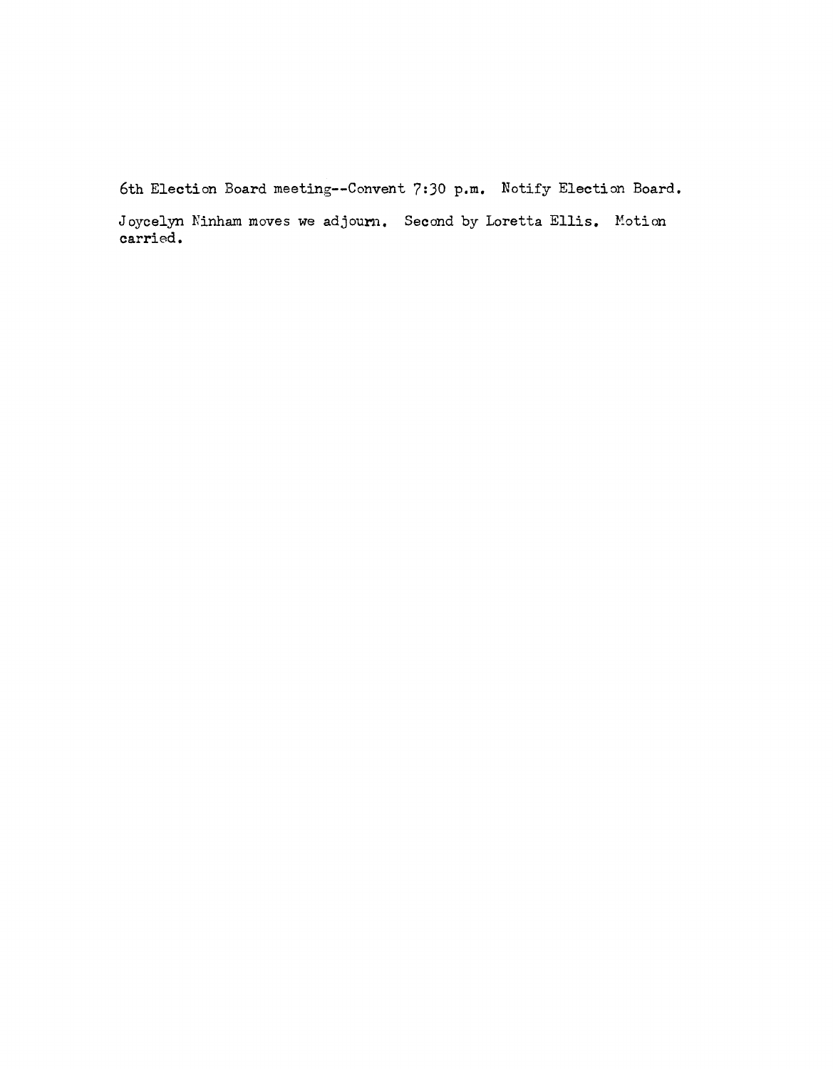6th Election Board meeting--Convent 7:30 p.m. Notify Election Board.

Joycelyn Ninham moves we adjourn. Second by Loretta Ellis. Motion carried.